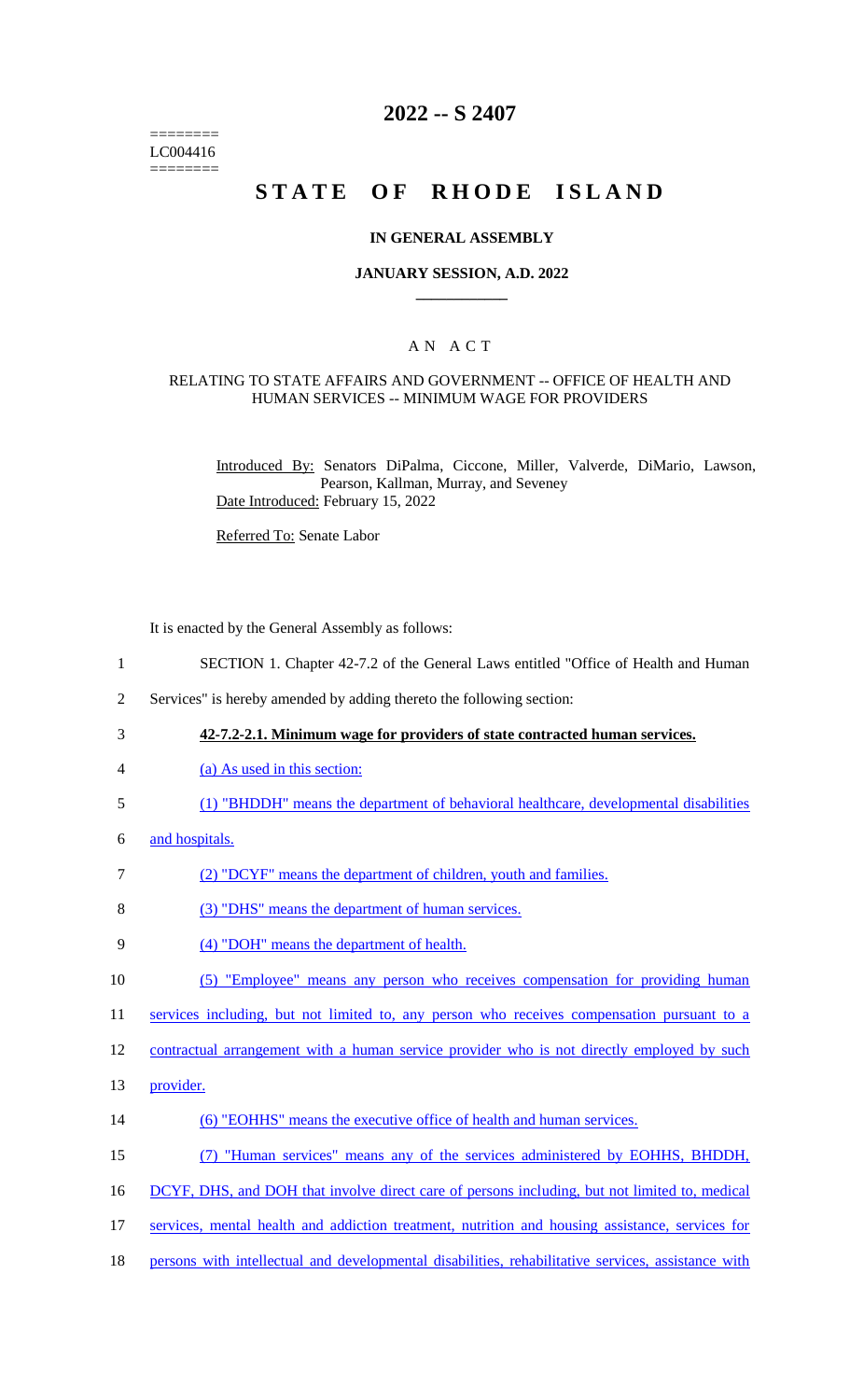========
LC004416
========

# 2022 -- S 2407

# STATE OF RHODE ISLAND

## IN GENERAL ASSEMBLY

### JANUARY SESSION, A.D. 2022

## A N A C T

### RELATING TO STATE AFFAIRS AND GOVERNMENT -- OFFICE OF HEALTH AND HUMAN SERVICES -- MINIMUM WAGE FOR PROVIDERS

Introduced By: Senators DiPalma, Ciccone, Miller, Valverde, DiMario, Lawson, Pearson, Kallman, Murray, and Seveney

Date Introduced: February 15, 2022

Referred To: Senate Labor

It is enacted by the General Assembly as follows:

1 SECTION 1. Chapter 42-7.2 of the General Laws entitled "Office of Health and Human
2 Services" is hereby amended by adding thereto the following section:
3 **42-7.2-2.1. Minimum wage for providers of state contracted human services.**
4 (a) As used in this section:
5 (1) "BHDDH" means the department of behavioral healthcare, developmental disabilities
6 and hospitals.
7 (2) "DCYF" means the department of children, youth and families.
8 (3) "DHS" means the department of human services.
9 (4) "DOH" means the department of health.
10 (5) "Employee" means any person who receives compensation for providing human
11 services including, but not limited to, any person who receives compensation pursuant to a
12 contractual arrangement with a human service provider who is not directly employed by such
13 provider.
14 (6) "EOHHS" means the executive office of health and human services.
15 (7) "Human services" means any of the services administered by EOHHS, BHDDH,
16 DCYF, DHS, and DOH that involve direct care of persons including, but not limited to, medical
17 services, mental health and addiction treatment, nutrition and housing assistance, services for
18 persons with intellectual and developmental disabilities, rehabilitative services, assistance with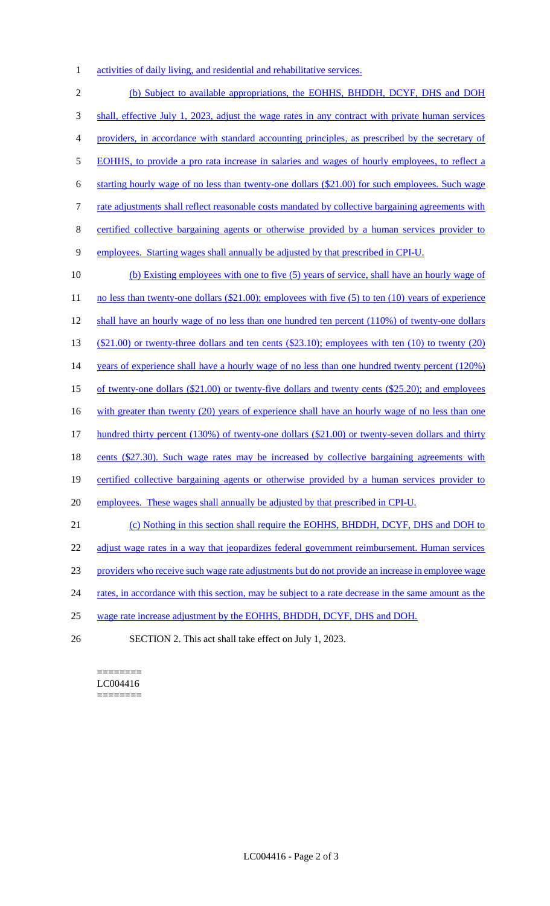activities of daily living, and residential and rehabilitative services.

(b) Subject to available appropriations, the EOHHS, BHDDH, DCYF, DHS and DOH shall, effective July 1, 2023, adjust the wage rates in any contract with private human services providers, in accordance with standard accounting principles, as prescribed by the secretary of EOHHS, to provide a pro rata increase in salaries and wages of hourly employees, to reflect a starting hourly wage of no less than twenty-one dollars ($21.00) for such employees. Such wage rate adjustments shall reflect reasonable costs mandated by collective bargaining agreements with certified collective bargaining agents or otherwise provided by a human services provider to employees. Starting wages shall annually be adjusted by that prescribed in CPI-U.

(b) Existing employees with one to five (5) years of service, shall have an hourly wage of no less than twenty-one dollars ($21.00); employees with five (5) to ten (10) years of experience shall have an hourly wage of no less than one hundred ten percent (110%) of twenty-one dollars ($21.00) or twenty-three dollars and ten cents ($23.10); employees with ten (10) to twenty (20) years of experience shall have a hourly wage of no less than one hundred twenty percent (120%) of twenty-one dollars ($21.00) or twenty-five dollars and twenty cents ($25.20); and employees with greater than twenty (20) years of experience shall have an hourly wage of no less than one hundred thirty percent (130%) of twenty-one dollars ($21.00) or twenty-seven dollars and thirty cents ($27.30). Such wage rates may be increased by collective bargaining agreements with certified collective bargaining agents or otherwise provided by a human services provider to employees. These wages shall annually be adjusted by that prescribed in CPI-U.

(c) Nothing in this section shall require the EOHHS, BHDDH, DCYF, DHS and DOH to adjust wage rates in a way that jeopardizes federal government reimbursement. Human services providers who receive such wage rate adjustments but do not provide an increase in employee wage rates, in accordance with this section, may be subject to a rate decrease in the same amount as the wage rate increase adjustment by the EOHHS, BHDDH, DCYF, DHS and DOH.

SECTION 2. This act shall take effect on July 1, 2023.

========
LC004416
========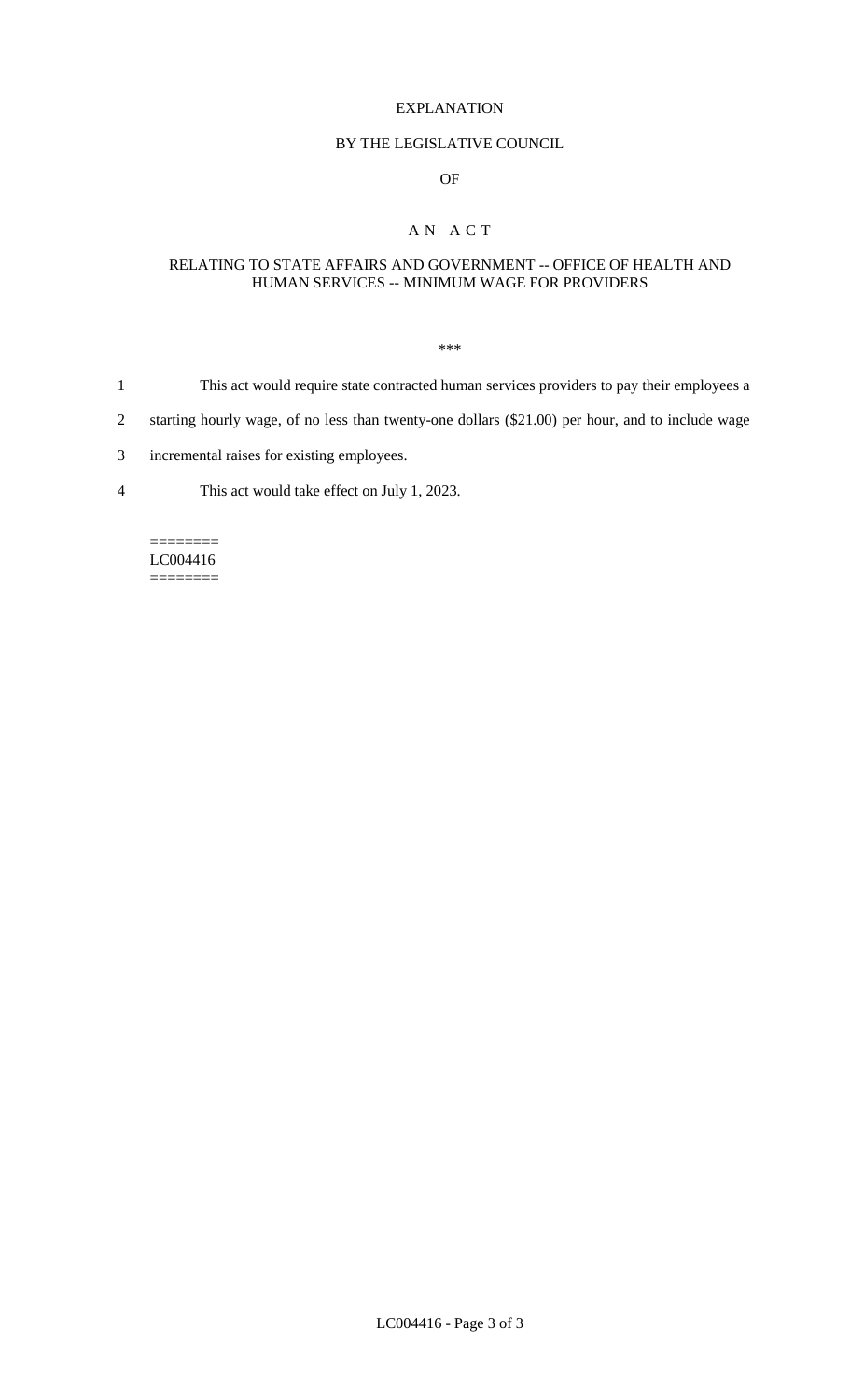EXPLANATION

BY THE LEGISLATIVE COUNCIL

OF

# A N A C T

RELATING TO STATE AFFAIRS AND GOVERNMENT -- OFFICE OF HEALTH AND HUMAN SERVICES -- MINIMUM WAGE FOR PROVIDERS

\*\*\*

1 This act would require state contracted human services providers to pay their employees a
2 starting hourly wage, of no less than twenty-one dollars ($21.00) per hour, and to include wage
3 incremental raises for existing employees.
4 This act would take effect on July 1, 2023.

========
LC004416
========